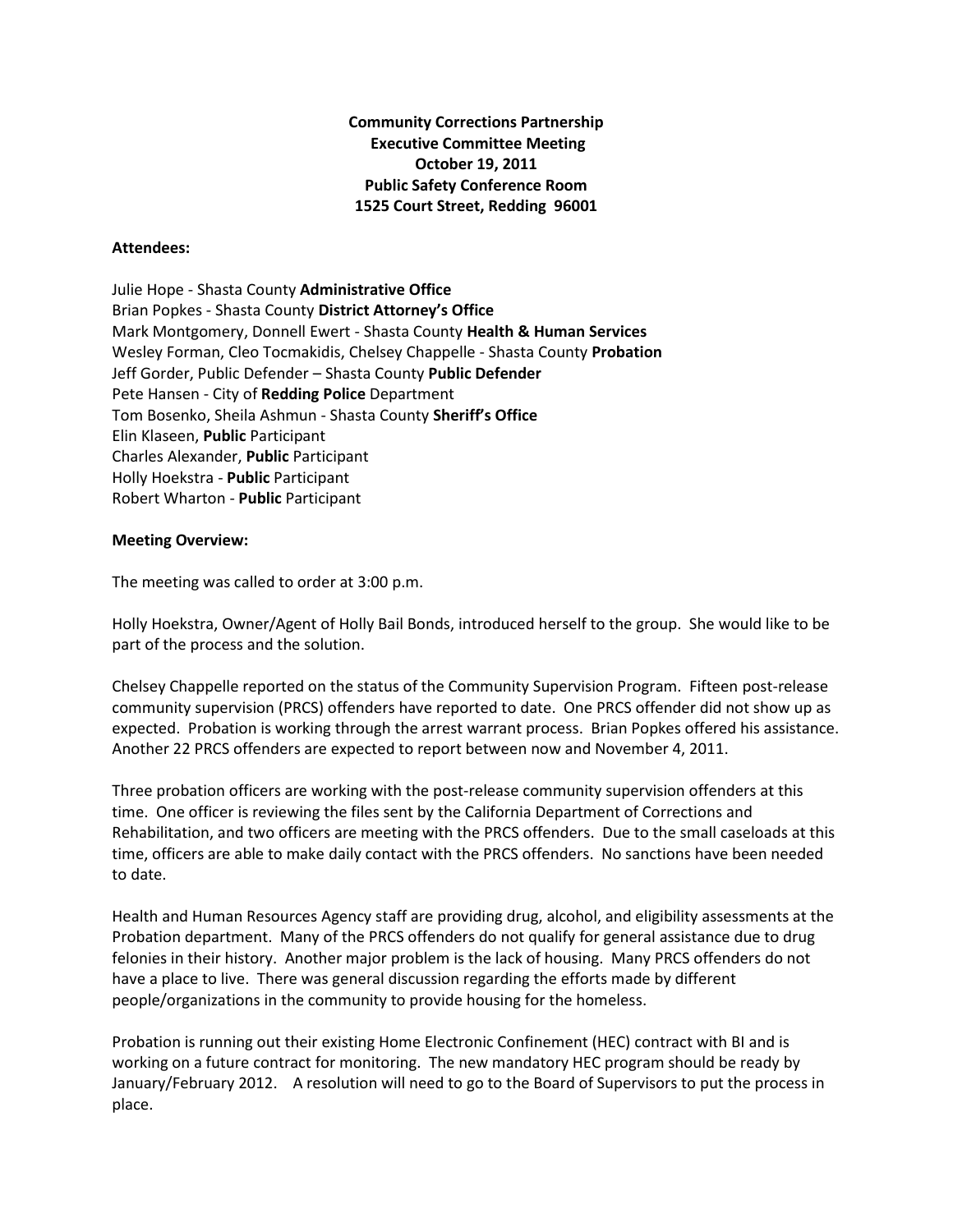**Community Corrections Partnership**
**Executive Committee Meeting**
**October 19, 2011**
**Public Safety Conference Room**
**1525 Court Street, Redding 96001**

**Attendees:**

Julie Hope - Shasta County **Administrative Office**
Brian Popkes - Shasta County **District Attorney's Office**
Mark Montgomery, Donnell Ewert - Shasta County **Health & Human Services**
Wesley Forman, Cleo Tocmakidis, Chelsey Chappelle - Shasta County **Probation**
Jeff Gorder, Public Defender – Shasta County **Public Defender**
Pete Hansen - City of **Redding Police** Department
Tom Bosenko, Sheila Ashmun - Shasta County **Sheriff's Office**
Elin Klaseen, **Public** Participant
Charles Alexander, **Public** Participant
Holly Hoekstra - **Public** Participant
Robert Wharton - **Public** Participant

**Meeting Overview:**

The meeting was called to order at 3:00 p.m.

Holly Hoekstra, Owner/Agent of Holly Bail Bonds, introduced herself to the group. She would like to be part of the process and the solution.

Chelsey Chappelle reported on the status of the Community Supervision Program. Fifteen post-release community supervision (PRCS) offenders have reported to date. One PRCS offender did not show up as expected. Probation is working through the arrest warrant process. Brian Popkes offered his assistance. Another 22 PRCS offenders are expected to report between now and November 4, 2011.

Three probation officers are working with the post-release community supervision offenders at this time. One officer is reviewing the files sent by the California Department of Corrections and Rehabilitation, and two officers are meeting with the PRCS offenders. Due to the small caseloads at this time, officers are able to make daily contact with the PRCS offenders. No sanctions have been needed to date.

Health and Human Resources Agency staff are providing drug, alcohol, and eligibility assessments at the Probation department. Many of the PRCS offenders do not qualify for general assistance due to drug felonies in their history. Another major problem is the lack of housing. Many PRCS offenders do not have a place to live. There was general discussion regarding the efforts made by different people/organizations in the community to provide housing for the homeless.

Probation is running out their existing Home Electronic Confinement (HEC) contract with BI and is working on a future contract for monitoring. The new mandatory HEC program should be ready by January/February 2012. A resolution will need to go to the Board of Supervisors to put the process in place.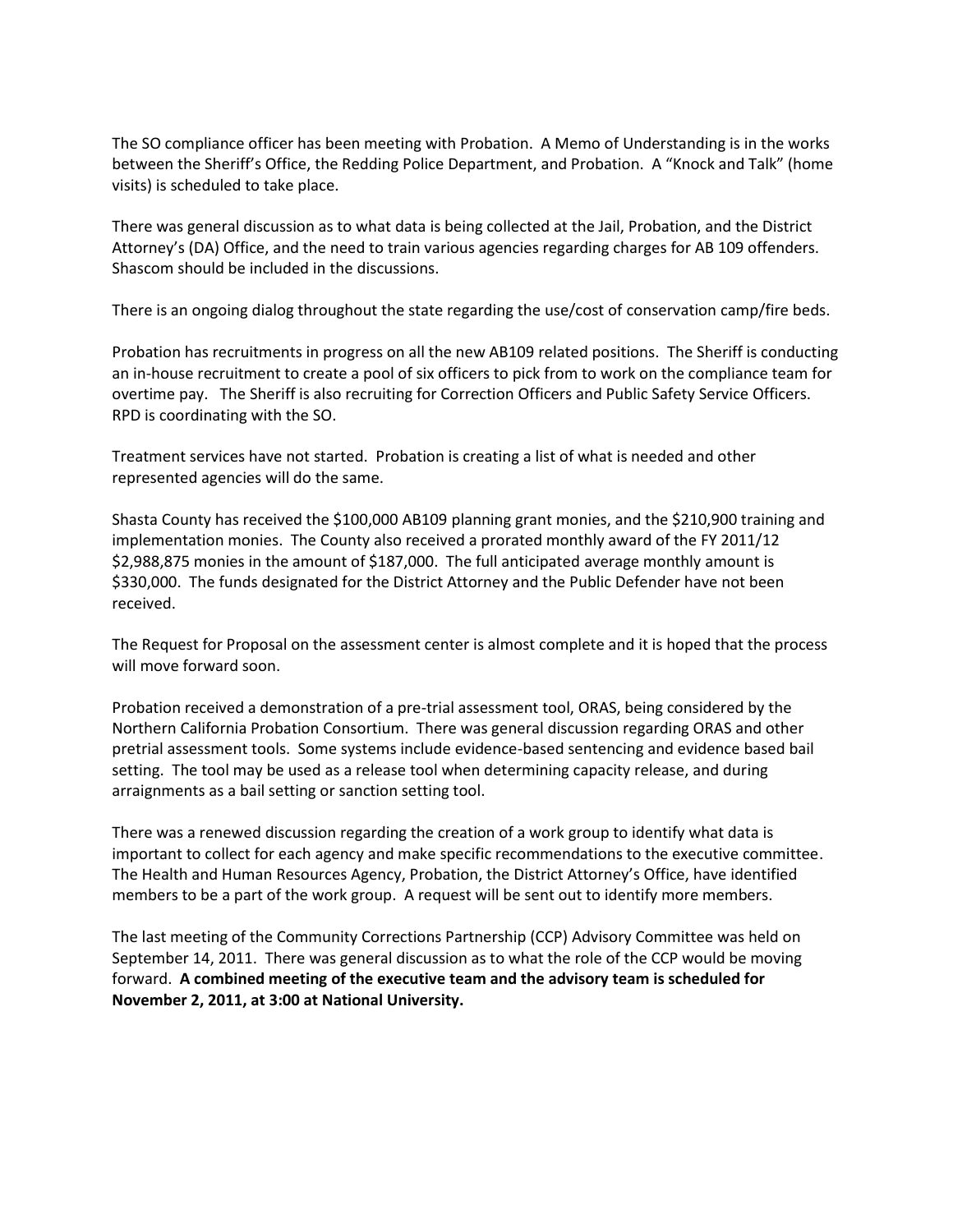The SO compliance officer has been meeting with Probation. A Memo of Understanding is in the works between the Sheriff's Office, the Redding Police Department, and Probation. A "Knock and Talk" (home visits) is scheduled to take place.

There was general discussion as to what data is being collected at the Jail, Probation, and the District Attorney's (DA) Office, and the need to train various agencies regarding charges for AB 109 offenders. Shascom should be included in the discussions.

There is an ongoing dialog throughout the state regarding the use/cost of conservation camp/fire beds.

Probation has recruitments in progress on all the new AB109 related positions. The Sheriff is conducting an in-house recruitment to create a pool of six officers to pick from to work on the compliance team for overtime pay. The Sheriff is also recruiting for Correction Officers and Public Safety Service Officers. RPD is coordinating with the SO.

Treatment services have not started. Probation is creating a list of what is needed and other represented agencies will do the same.

Shasta County has received the $100,000 AB109 planning grant monies, and the $210,900 training and implementation monies. The County also received a prorated monthly award of the FY 2011/12 $2,988,875 monies in the amount of $187,000. The full anticipated average monthly amount is $330,000. The funds designated for the District Attorney and the Public Defender have not been received.

The Request for Proposal on the assessment center is almost complete and it is hoped that the process will move forward soon.

Probation received a demonstration of a pre-trial assessment tool, ORAS, being considered by the Northern California Probation Consortium. There was general discussion regarding ORAS and other pretrial assessment tools. Some systems include evidence-based sentencing and evidence based bail setting. The tool may be used as a release tool when determining capacity release, and during arraignments as a bail setting or sanction setting tool.

There was a renewed discussion regarding the creation of a work group to identify what data is important to collect for each agency and make specific recommendations to the executive committee. The Health and Human Resources Agency, Probation, the District Attorney's Office, have identified members to be a part of the work group. A request will be sent out to identify more members.

The last meeting of the Community Corrections Partnership (CCP) Advisory Committee was held on September 14, 2011. There was general discussion as to what the role of the CCP would be moving forward. **A combined meeting of the executive team and the advisory team is scheduled for November 2, 2011, at 3:00 at National University.**